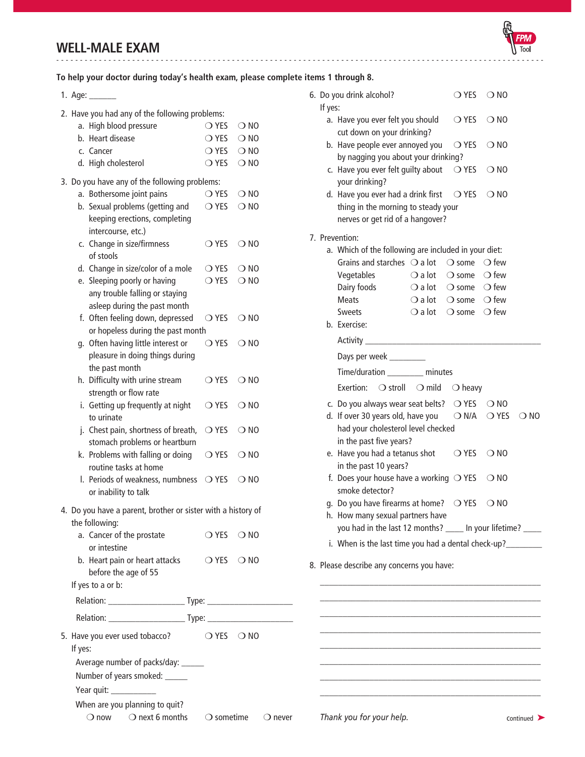# WELL-MALE EXAM

FPM Tool

**To help your doctor during today's health exam, please complete items 1 through 8.**

1. Age: ______

2. Have you had any of the following problems:
   a. High blood pressure ❍ YES ❍ NO
   b. Heart disease ❍ YES ❍ NO
   c. Cancer ❍ YES ❍ NO
   d. High cholesterol ❍ YES ❍ NO

3. Do you have any of the following problems:
   a. Bothersome joint pains ❍ YES ❍ NO
   b. Sexual problems (getting and keeping erections, completing intercourse, etc.) ❍ YES ❍ NO
   c. Change in size/firmness of stools ❍ YES ❍ NO
   d. Change in size/color of a mole ❍ YES ❍ NO
   e. Sleeping poorly or having any trouble falling or staying asleep during the past month ❍ YES ❍ NO
   f. Often feeling down, depressed or hopeless during the past month ❍ YES ❍ NO
   g. Often having little interest or pleasure in doing things during the past month ❍ YES ❍ NO
   h. Difficulty with urine stream strength or flow rate ❍ YES ❍ NO
   i. Getting up frequently at night to urinate ❍ YES ❍ NO
   j. Chest pain, shortness of breath, stomach problems or heartburn ❍ YES ❍ NO
   k. Problems with falling or doing routine tasks at home ❍ YES ❍ NO
   l. Periods of weakness, numbness or inability to talk ❍ YES ❍ NO

4. Do you have a parent, brother or sister with a history of the following:
   a. Cancer of the prostate or intestine ❍ YES ❍ NO
   b. Heart pain or heart attacks before the age of 55 ❍ YES ❍ NO

   If yes to a or b:

   Relation: ________________ Type: ___________________

   Relation: ________________ Type: ___________________

5. Have you ever used tobacco? ❍ YES ❍ NO

   If yes:

   Average number of packs/day: _____

   Number of years smoked: _____

   Year quit: __________

   When are you planning to quit?

   ❍ now ❍ next 6 months ❍ sometime ❍ never

6. Do you drink alcohol? ❍ YES ❍ NO

   If yes:
   a. Have you ever felt you should cut down on your drinking? ❍ YES ❍ NO
   b. Have people ever annoyed you by nagging you about your drinking? ❍ YES ❍ NO
   c. Have you ever felt guilty about your drinking? ❍ YES ❍ NO
   d. Have you ever had a drink first thing in the morning to steady your nerves or get rid of a hangover? ❍ YES ❍ NO

7. Prevention:
   a. Which of the following are included in your diet:

   | | | | |
   |---|---|---|---|
   | Grains and starches | ❍ a lot | ❍ some | ❍ few |
   | Vegetables | ❍ a lot | ❍ some | ❍ few |
   | Dairy foods | ❍ a lot | ❍ some | ❍ few |
   | Meats | ❍ a lot | ❍ some | ❍ few |
   | Sweets | ❍ a lot | ❍ some | ❍ few |

   b. Exercise:

   Activity ________________________________________

   Days per week ________

   Time/duration ________ minutes

   Exertion: ❍ stroll ❍ mild ❍ heavy

   c. Do you always wear seat belts? ❍ YES ❍ NO
   d. If over 30 years old, have you had your cholesterol level checked in the past five years? ❍ N/A ❍ YES ❍ NO
   e. Have you had a tetanus shot in the past 10 years? ❍ YES ❍ NO
   f. Does your house have a working smoke detector? ❍ YES ❍ NO
   g. Do you have firearms at home? ❍ YES ❍ NO
   h. How many sexual partners have you had in the last 12 months? ____ In your lifetime? ____
   i. When is the last time you had a dental check-up?________

8. Please describe any concerns you have:

   ________________________________________________

   ________________________________________________

   ________________________________________________

   ________________________________________________

   ________________________________________________

   ________________________________________________

   ________________________________________________

   ________________________________________________

*Thank you for your help.*

continued ➤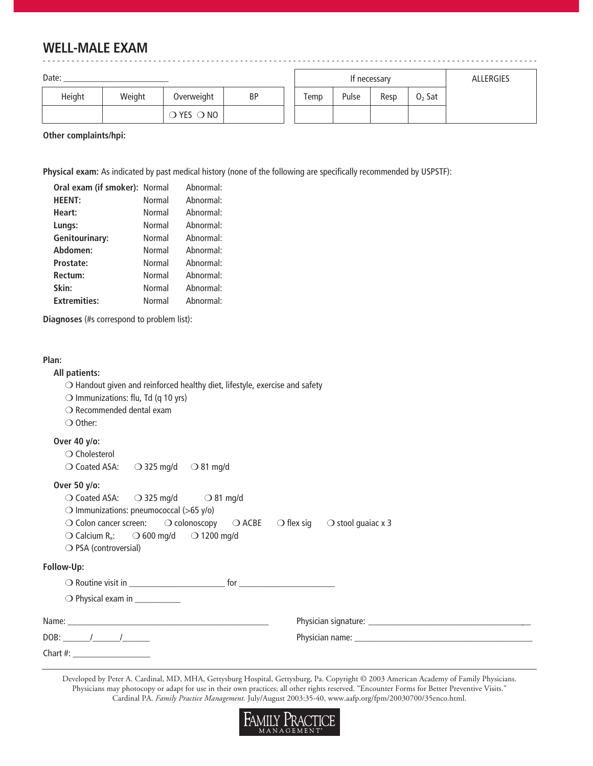# WELL-MALE EXAM

Date: ______________________

| Height | Weight | Overweight | BP |
|---|---|---|---|
| | | ❍ YES ❍ NO | |

| If necessary | | | | ALLERGIES |
|---|---|---|---|---|
| Temp | Pulse | Resp | $O_2$ Sat | |
| | | | | |

**Other complaints/hpi:**

**Physical exam:** As indicated by past medical history (none of the following are specifically recommended by USPSTF):

| | | |
|---|---|---|
| **Oral exam (if smoker):** | Normal | Abnormal: |
| **HEENT:** | Normal | Abnormal: |
| **Heart:** | Normal | Abnormal: |
| **Lungs:** | Normal | Abnormal: |
| **Genitourinary:** | Normal | Abnormal: |
| **Abdomen:** | Normal | Abnormal: |
| **Prostate:** | Normal | Abnormal: |
| **Rectum:** | Normal | Abnormal: |
| **Skin:** | Normal | Abnormal: |
| **Extremities:** | Normal | Abnormal: |

**Diagnoses** (#s correspond to problem list):

**Plan:**

**All patients:**

❍ Handout given and reinforced healthy diet, lifestyle, exercise and safety

❍ Immunizations: flu, Td (q 10 yrs)

❍ Recommended dental exam

❍ Other:

**Over 40 y/o:**

❍ Cholesterol

❍ Coated ASA: ❍ 325 mg/d ❍ 81 mg/d

**Over 50 y/o:**

❍ Coated ASA: ❍ 325 mg/d ❍ 81 mg/d

❍ Immunizations: pneumococcal (>65 y/o)

❍ Colon cancer screen: ❍ colonoscopy ❍ ACBE ❍ flex sig ❍ stool guaiac x 3

❍ Calcium $R_x$: ❍ 600 mg/d ❍ 1200 mg/d

❍ PSA (controversial)

**Follow-Up:**

❍ Routine visit in ____________________ for ____________________

❍ Physical exam in __________

Name: ____________________________________________

DOB: ______/______/______

Chart #: __________________

Physician signature: ____________________________________

Physician name: ________________________________________

Developed by Peter A. Cardinal, MD, MHA, Gettysburg Hospital, Gettysburg, Pa. Copyright © 2003 American Academy of Family Physicians. Physicians may photocopy or adapt for use in their own practices; all other rights reserved. "Encounter Forms for Better Preventive Visits." Cardinal PA. *Family Practice Management.* July/August 2003:35-40, www.aafp.org/fpm/20030700/35enco.html.

FAMILY PRACTICE MANAGEMENT